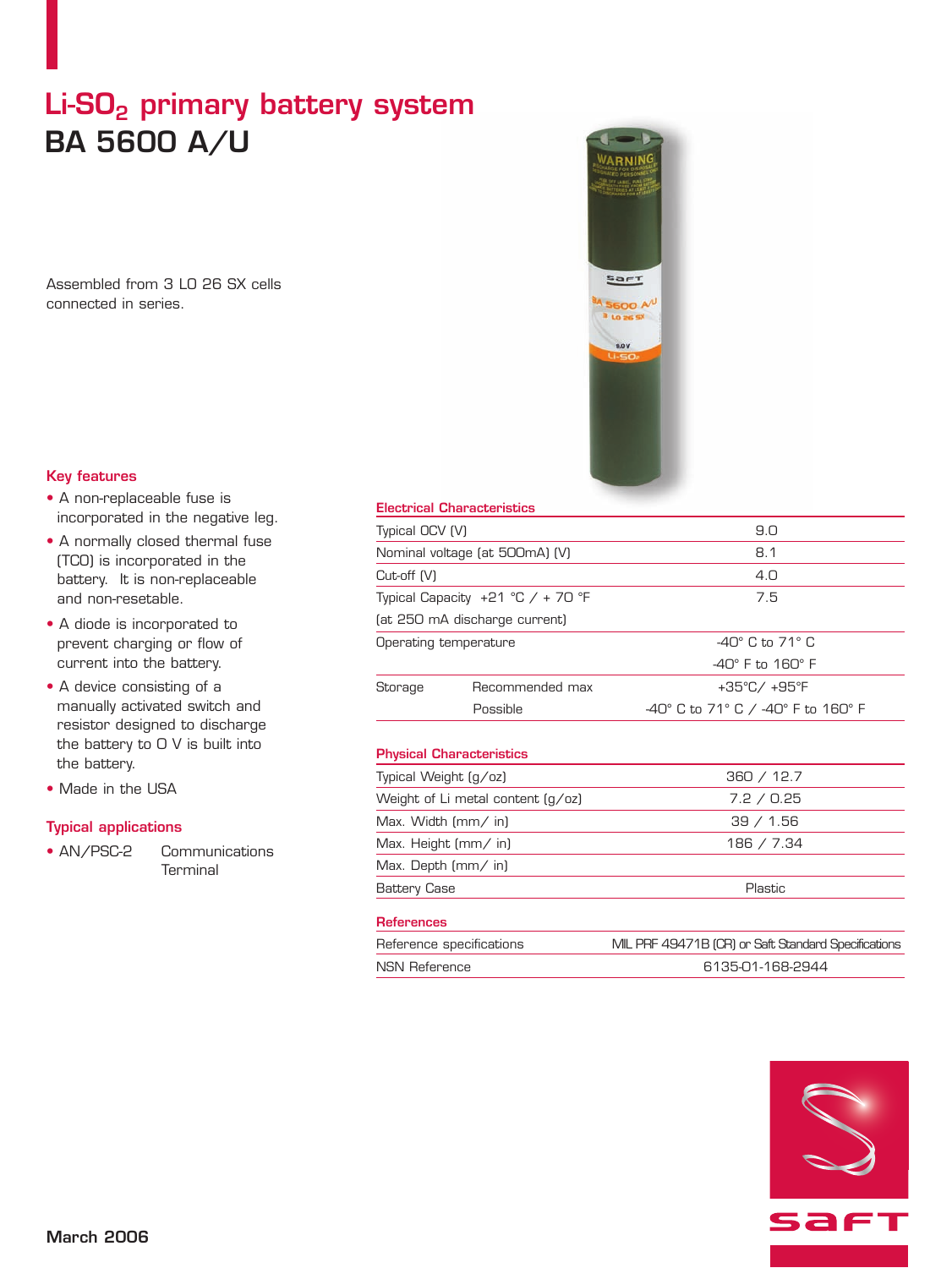# Li-$SO_2$ primary battery system

# BA 5600 A/U

Assembled from 3 LO 26 SX cells connected in series.

## Key features

- A non-replaceable fuse is incorporated in the negative leg.
- A normally closed thermal fuse (TCO) is incorporated in the battery. It is non-replaceable and non-resetable.
- A diode is incorporated to prevent charging or flow of current into the battery.
- A device consisting of a manually activated switch and resistor designed to discharge the battery to 0 V is built into the battery.
- Made in the USA

## Typical applications

- AN/PSC-2 Communications Terminal

## Electrical Characteristics

| | | |
|---|---|---|
| Typical OCV (V) | | 9.0 |
| Nominal voltage (at 500mA) (V) | | 8.1 |
| Cut-off (V) | | 4.0 |
| Typical Capacity +21 °C / + 70 °F (at 250 mA discharge current) | | 7.5 |
| Operating temperature | | -40° C to 71° C<br>-40° F to 160° F |
| Storage | Recommended max | +35°C/ +95°F |
| | Possible | -40° C to 71° C / -40° F to 160° F |

## Physical Characteristics

| | |
|---|---|
| Typical Weight (g/oz) | 360 / 12.7 |
| Weight of Li metal content (g/oz) | 7.2 / 0.25 |
| Max. Width (mm/ in) | 39 / 1.56 |
| Max. Height (mm/ in) | 186 / 7.34 |
| Max. Depth (mm/ in) | |
| Battery Case | Plastic |

## References

| | |
|---|---|
| Reference specifications | MIL PRF 49471B (CR) or Saft Standard Specifications |
| NSN Reference | 6135-01-168-2944 |

March 2006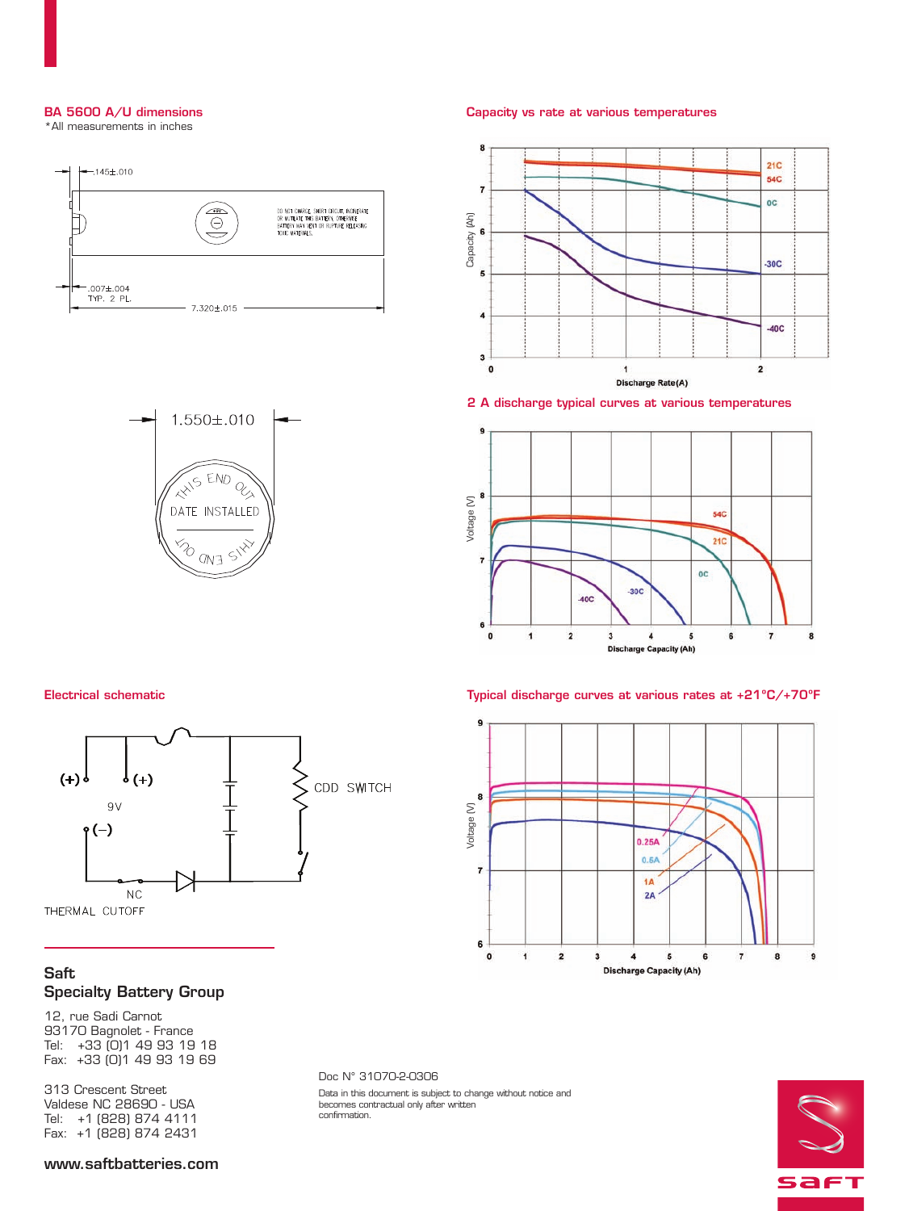## BA 5600 A/U dimensions

*All measurements in inches

.145±.010

DO NOT CHARGE, SHORT CIRCUIT, INCINERATE OR MUTILATE THIS BATTERY, OTHERWISE BATTERY MAY VENT OR RUPTURE RELEASING TOXIC MATERIALS.

.007±.004
TYP. 2 PL.

7.320±.015

1.550±.010

THIS END OUT
DATE INSTALLED
THIS END OUT

## Capacity vs rate at various temperatures

Capacity (Ah)
8
7
6
5
4
3
0
1
2
Discharge Rate(A)
21C
54C
0C
-30C
-40C

## 2 A discharge typical curves at various temperatures

Voltage (V)
9
8
7
6
0
1
2
3
4
5
6
7
8
Discharge Capacity (Ah)
54C
21C
0C
-30C
-40C

## Electrical schematic

(+)
(+)
9V
(–)
NC
THERMAL CUTOFF
CDD SWITCH

## Typical discharge curves at various rates at +21°C/+70°F

Voltage (V)
9
8
7
6
0
1
2
3
4
5
6
7
8
9
Discharge Capacity (Ah)
0.25A
0.5A
1A
2A

**Saft**
**Specialty Battery Group**

12, rue Sadi Carnot
93170 Bagnolet - France
Tel: +33 (0)1 49 93 19 18
Fax: +33 (0)1 49 93 19 69

313 Crescent Street
Valdese NC 28690 - USA
Tel: +1 (828) 874 4111
Fax: +1 (828) 874 2431

**www.saftbatteries.com**

Doc N° 31070-2-0306

Data in this document is subject to change without notice and becomes contractual only after written confirmation.

saft